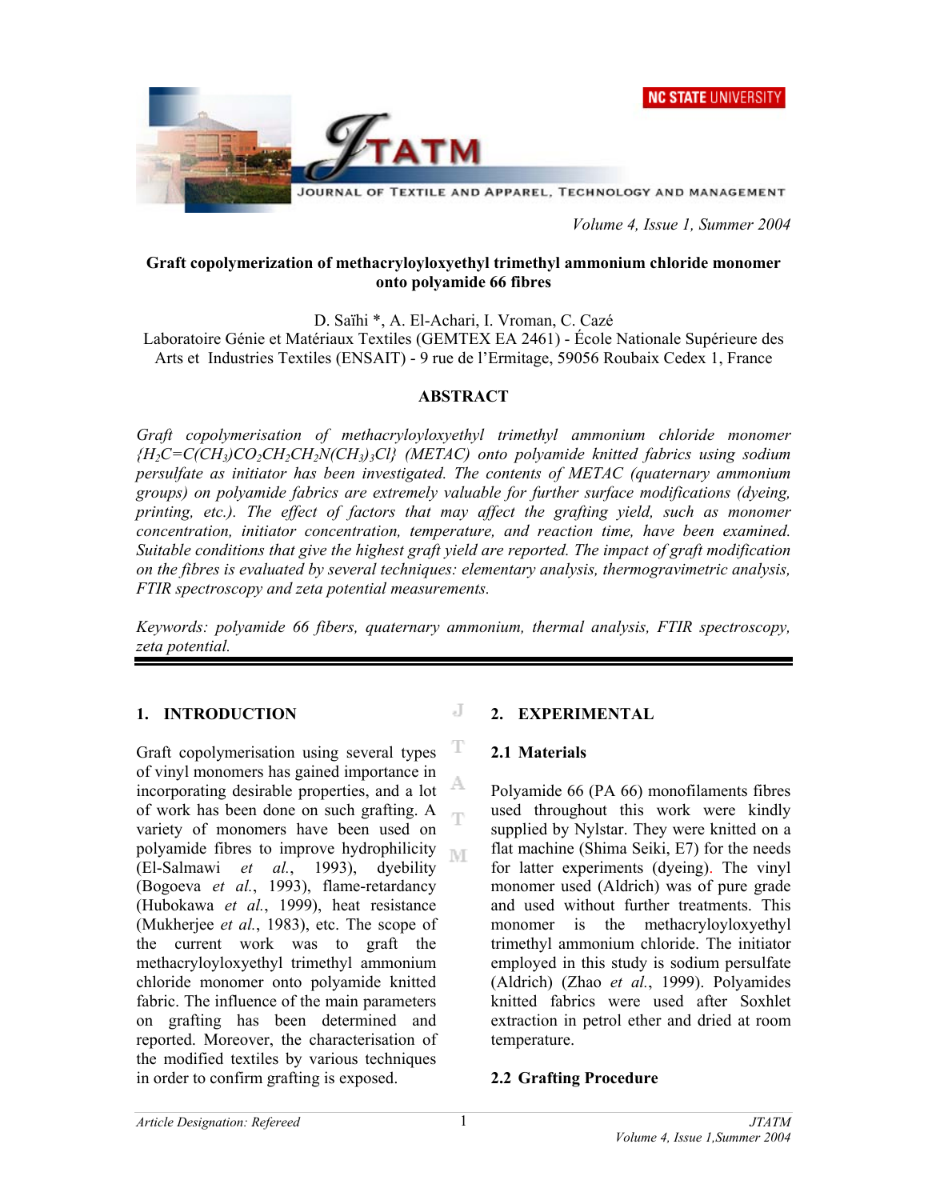# Graft copolymerization of methacryloyloxyethyl trimethyl ammonium chloride monomer onto polyamide 66 fibres

D. Saïhi *, A. El-Achari, I. Vroman, C. Cazé

Laboratoire Génie et Matériaux Textiles (GEMTEX EA 2461) - École Nationale Supérieure des Arts et Industries Textiles (ENSAIT) - 9 rue de l'Ermitage, 59056 Roubaix Cedex 1, France

## ABSTRACT

*Graft copolymerisation of methacryloyloxyethyl trimethyl ammonium chloride monomer {$H_2C=C(CH_3)CO_2CH_2CH_2N(CH_3)_3Cl$} (METAC) onto polyamide 66 knitted fabrics using sodium persulfate as initiator has been investigated. The contents of METAC (quaternary ammonium groups) on polyamide fabrics are extremely valuable for further surface modifications (dyeing, printing, etc.). The effect of factors that may affect the grafting yield, such as monomer concentration, initiator concentration, temperature, and reaction time, have been examined. Suitable conditions that give the highest graft yield are reported. The impact of graft modification on the fibres is evaluated by several techniques: elementary analysis, thermogravimetric analysis, FTIR spectroscopy and zeta potential measurements.*

*Keywords: polyamide 66 fibers, quaternary ammonium, thermal analysis, FTIR spectroscopy, zeta potential.*

## 1. INTRODUCTION

Graft copolymerisation using several types of vinyl monomers has gained importance in incorporating desirable properties, and a lot of work has been done on such grafting. A variety of monomers have been used on polyamide fibres to improve hydrophilicity (El-Salmawi *et al.*, 1993), dyebility (Bogoeva *et al.*, 1993), flame-retardancy (Hubokawa *et al.*, 1999), heat resistance (Mukherjee *et al.*, 1983), etc. The scope of the current work was to graft the methacryloyloxyethyl trimethyl ammonium chloride monomer onto polyamide knitted fabric. The influence of the main parameters on grafting has been determined and reported. Moreover, the characterisation of the modified textiles by various techniques in order to confirm grafting is exposed.

## 2. EXPERIMENTAL

### 2.1 Materials

Polyamide 66 (PA 66) monofilaments fibres used throughout this work were kindly supplied by Nylstar. They were knitted on a flat machine (Shima Seiki, E7) for the needs for latter experiments (dyeing). The vinyl monomer used (Aldrich) was of pure grade and used without further treatments. This monomer is the methacryloyloxyethyl trimethyl ammonium chloride. The initiator employed in this study is sodium persulfate (Aldrich) (Zhao *et al.*, 1999). Polyamides knitted fabrics were used after Soxhlet extraction in petrol ether and dried at room temperature.

### 2.2 Grafting Procedure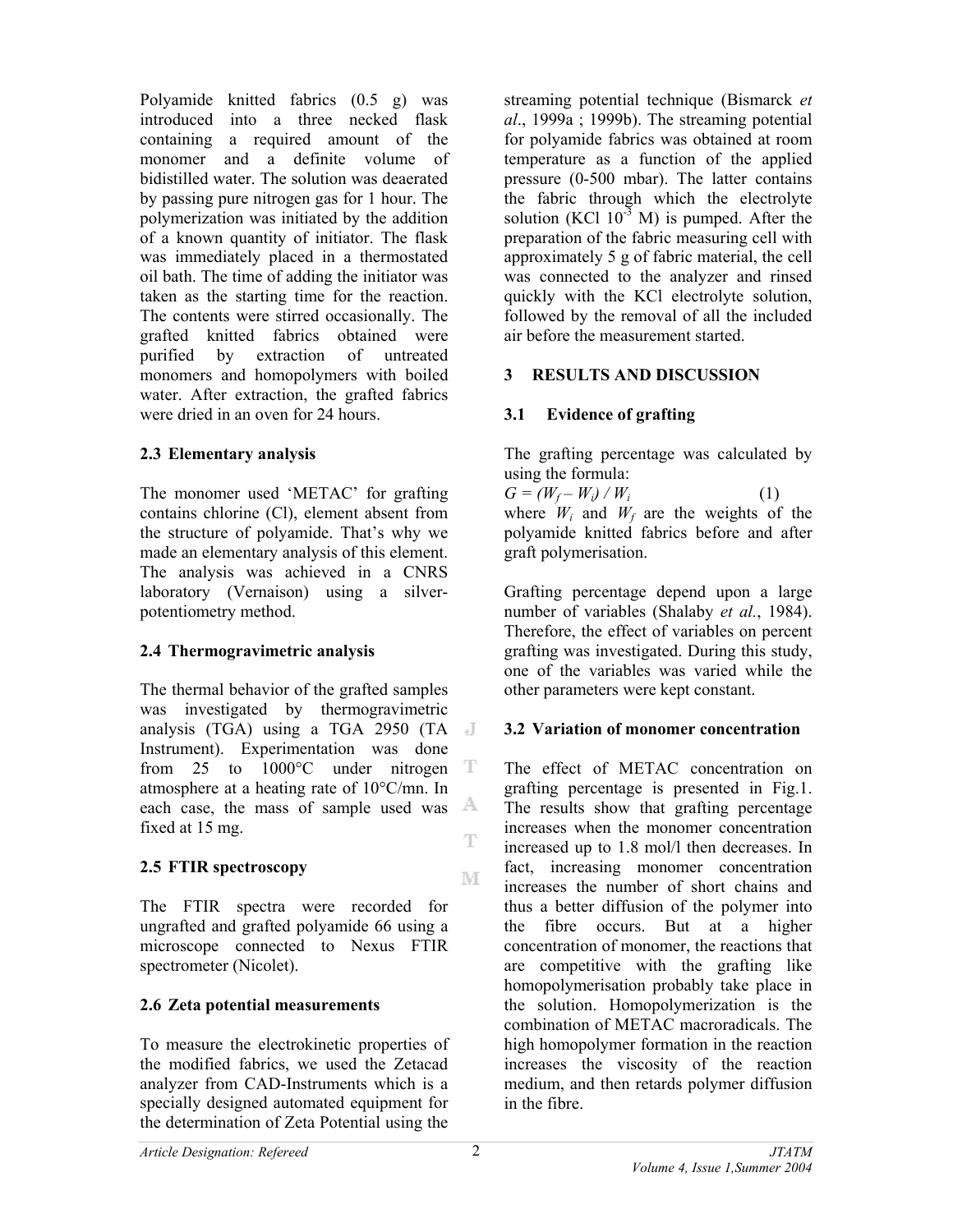Polyamide knitted fabrics (0.5 g) was introduced into a three necked flask containing a required amount of the monomer and a definite volume of bidistilled water. The solution was deaerated by passing pure nitrogen gas for 1 hour. The polymerization was initiated by the addition of a known quantity of initiator. The flask was immediately placed in a thermostated oil bath. The time of adding the initiator was taken as the starting time for the reaction. The contents were stirred occasionally. The grafted knitted fabrics obtained were purified by extraction of untreated monomers and homopolymers with boiled water. After extraction, the grafted fabrics were dried in an oven for 24 hours.

### 2.3 Elementary analysis

The monomer used 'METAC' for grafting contains chlorine (Cl), element absent from the structure of polyamide. That's why we made an elementary analysis of this element. The analysis was achieved in a CNRS laboratory (Vernaison) using a silver-potentiometry method.

### 2.4 Thermogravimetric analysis

The thermal behavior of the grafted samples was investigated by thermogravimetric analysis (TGA) using a TGA 2950 (TA Instrument). Experimentation was done from 25 to 1000°C under nitrogen atmosphere at a heating rate of 10°C/mn. In each case, the mass of sample used was fixed at 15 mg.

### 2.5 FTIR spectroscopy

The FTIR spectra were recorded for ungrafted and grafted polyamide 66 using a microscope connected to Nexus FTIR spectrometer (Nicolet).

### 2.6 Zeta potential measurements

To measure the electrokinetic properties of the modified fabrics, we used the Zetacad analyzer from CAD-Instruments which is a specially designed automated equipment for the determination of Zeta Potential using the streaming potential technique (Bismarck *et al*., 1999a ; 1999b). The streaming potential for polyamide fabrics was obtained at room temperature as a function of the applied pressure (0-500 mbar). The latter contains the fabric through which the electrolyte solution (KCl $10^{-3}$ M) is pumped. After the preparation of the fabric measuring cell with approximately 5 g of fabric material, the cell was connected to the analyzer and rinsed quickly with the KCl electrolyte solution, followed by the removal of all the included air before the measurement started.

## 3 RESULTS AND DISCUSSION

### 3.1 Evidence of grafting

The grafting percentage was calculated by using the formula:

$$G = (W_f - W_i) / W_i \qquad (1)$$

where $W_i$ and $W_f$ are the weights of the polyamide knitted fabrics before and after graft polymerisation.

Grafting percentage depend upon a large number of variables (Shalaby *et al*., 1984). Therefore, the effect of variables on percent grafting was investigated. During this study, one of the variables was varied while the other parameters were kept constant.

### 3.2 Variation of monomer concentration

The effect of METAC concentration on grafting percentage is presented in Fig.1. The results show that grafting percentage increases when the monomer concentration increased up to 1.8 mol/l then decreases. In fact, increasing monomer concentration increases the number of short chains and thus a better diffusion of the polymer into the fibre occurs. But at a higher concentration of monomer, the reactions that are competitive with the grafting like homopolymerisation probably take place in the solution. Homopolymerization is the combination of METAC macroradicals. The high homopolymer formation in the reaction increases the viscosity of the reaction medium, and then retards polymer diffusion in the fibre.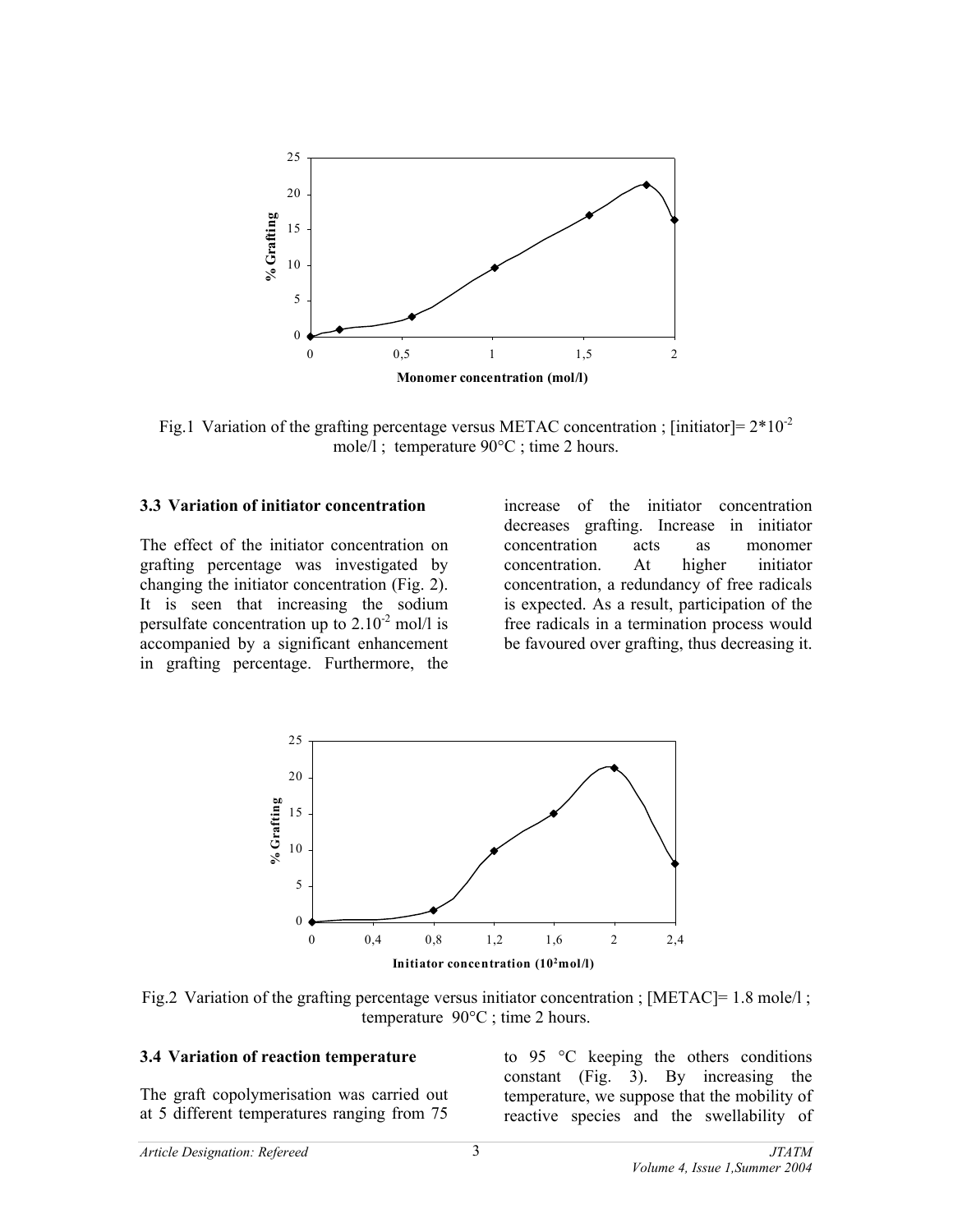Fig.1 Variation of the grafting percentage versus METAC concentration ; [initiator]= $2*10^{-2}$ mole/l ; temperature 90°C ; time 2 hours.

### 3.3 Variation of initiator concentration

The effect of the initiator concentration on grafting percentage was investigated by changing the initiator concentration (Fig. 2). It is seen that increasing the sodium persulfate concentration up to $2.10^{-2}$ mol/l is accompanied by a significant enhancement in grafting percentage. Furthermore, the increase of the initiator concentration decreases grafting. Increase in initiator concentration acts as monomer concentration. At higher initiator concentration, a redundancy of free radicals is expected. As a result, participation of the free radicals in a termination process would be favoured over grafting, thus decreasing it.

Fig.2 Variation of the grafting percentage versus initiator concentration ; [METAC]= 1.8 mole/l ; temperature 90°C ; time 2 hours.

### 3.4 Variation of reaction temperature

The graft copolymerisation was carried out at 5 different temperatures ranging from 75 to 95 °C keeping the others conditions constant (Fig. 3). By increasing the temperature, we suppose that the mobility of reactive species and the swellability of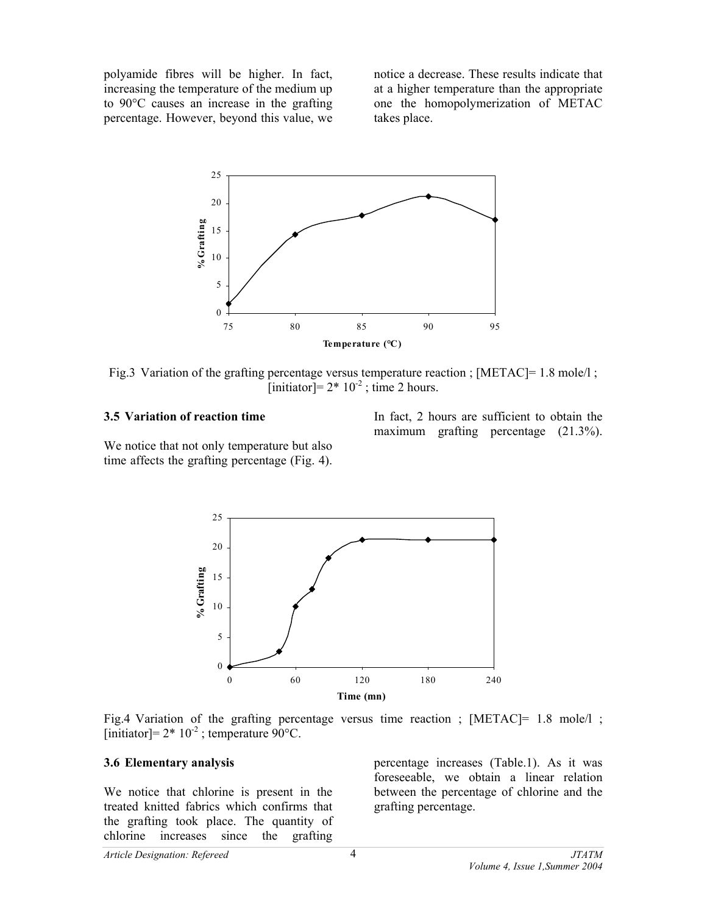polyamide fibres will be higher. In fact, increasing the temperature of the medium up to 90°C causes an increase in the grafting percentage. However, beyond this value, we notice a decrease. These results indicate that at a higher temperature than the appropriate one the homopolymerization of METAC takes place.

Fig.3 Variation of the grafting percentage versus temperature reaction ; [METAC]= 1.8 mole/l ; [initiator]= $2* 10^{-2}$ ; time 2 hours.

### 3.5 Variation of reaction time

We notice that not only temperature but also time affects the grafting percentage (Fig. 4). In fact, 2 hours are sufficient to obtain the maximum grafting percentage (21.3%).

Fig.4 Variation of the grafting percentage versus time reaction ; [METAC]= 1.8 mole/l ; [initiator]= $2* 10^{-2}$ ; temperature 90°C.

### 3.6 Elementary analysis

We notice that chlorine is present in the treated knitted fabrics which confirms that the grafting took place. The quantity of chlorine increases since the grafting percentage increases (Table.1). As it was foreseeable, we obtain a linear relation between the percentage of chlorine and the grafting percentage.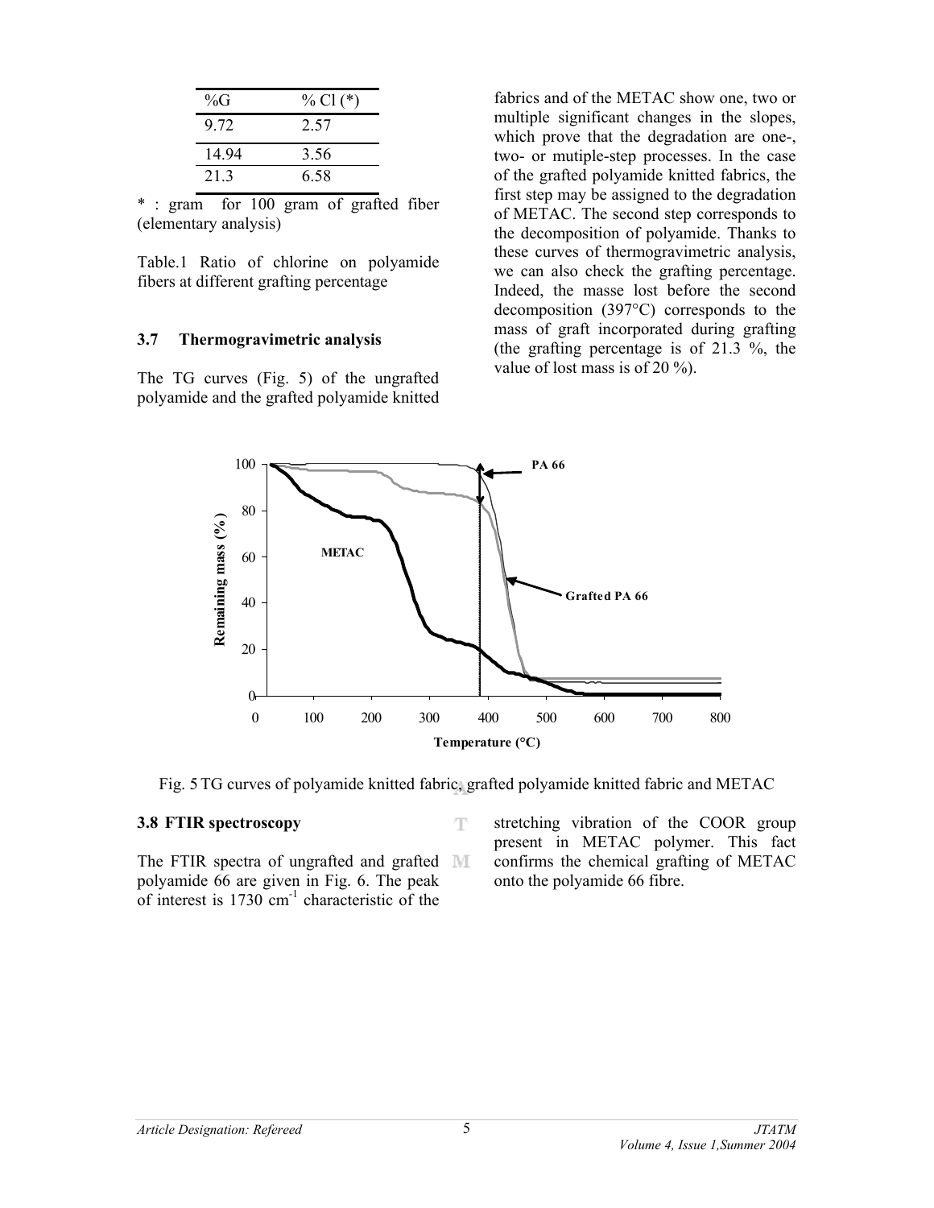| %G | % Cl (*) |
|---|---|
| 9.72 | 2.57 |
| 14.94 | 3.56 |
| 21.3 | 6.58 |

* : gram for 100 gram of grafted fiber (elementary analysis)

Table.1 Ratio of chlorine on polyamide fibers at different grafting percentage

### 3.7 Thermogravimetric analysis

The TG curves (Fig. 5) of the ungrafted polyamide and the grafted polyamide knitted fabrics and of the METAC show one, two or multiple significant changes in the slopes, which prove that the degradation are one-, two- or mutiple-step processes. In the case of the grafted polyamide knitted fabrics, the first step may be assigned to the degradation of METAC. The second step corresponds to the decomposition of polyamide. Thanks to these curves of thermogravimetric analysis, we can also check the grafting percentage. Indeed, the masse lost before the second decomposition (397°C) corresponds to the mass of graft incorporated during grafting (the grafting percentage is of 21.3 %, the value of lost mass is of 20 %).

Fig. 5 TG curves of polyamide knitted fabric, grafted polyamide knitted fabric and METAC

### 3.8 FTIR spectroscopy

The FTIR spectra of ungrafted and grafted polyamide 66 are given in Fig. 6. The peak of interest is 1730 $cm^{-1}$ characteristic of the stretching vibration of the COOR group present in METAC polymer. This fact confirms the chemical grafting of METAC onto the polyamide 66 fibre.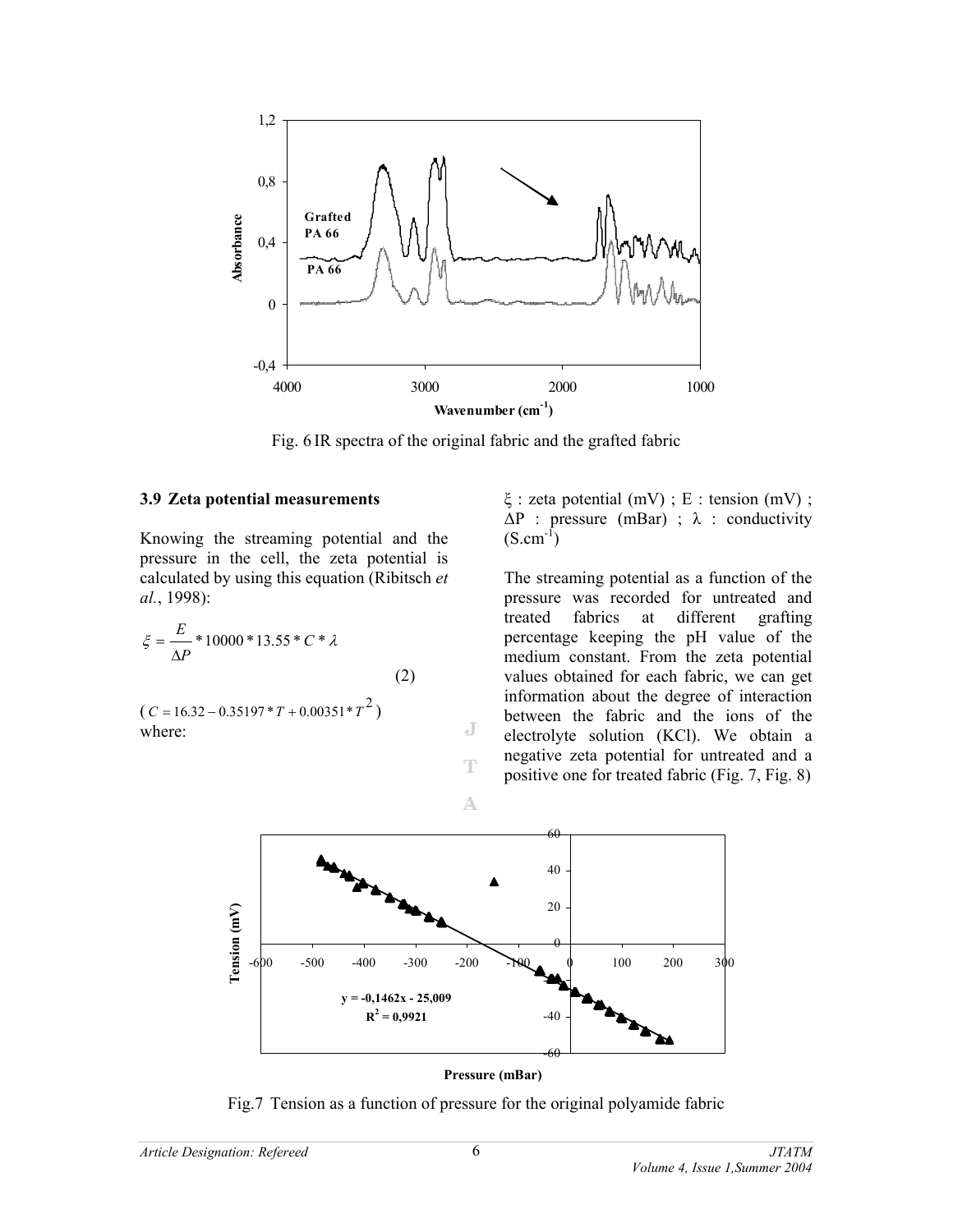Fig. 6 IR spectra of the original fabric and the grafted fabric

### 3.9 Zeta potential measurements

Knowing the streaming potential and the pressure in the cell, the zeta potential is calculated by using this equation (Ribitsch *et al.*, 1998):

$$\xi = \frac{E}{\Delta P} * 10000 * 13.55 * C * \lambda \tag{2}$$

($C = 16.32 - 0.35197 * T + 0.00351 * T^2$)
where:

$\xi$ : zeta potential (mV) ; E : tension (mV) ; $\Delta P$ : pressure (mBar) ; $\lambda$ : conductivity ($S.cm^{-1}$)

The streaming potential as a function of the pressure was recorded for untreated and treated fabrics at different grafting percentage keeping the pH value of the medium constant. From the zeta potential values obtained for each fabric, we can get information about the degree of interaction between the fabric and the ions of the electrolyte solution (KCl). We obtain a negative zeta potential for untreated and a positive one for treated fabric (Fig. 7, Fig. 8)

Fig.7 Tension as a function of pressure for the original polyamide fabric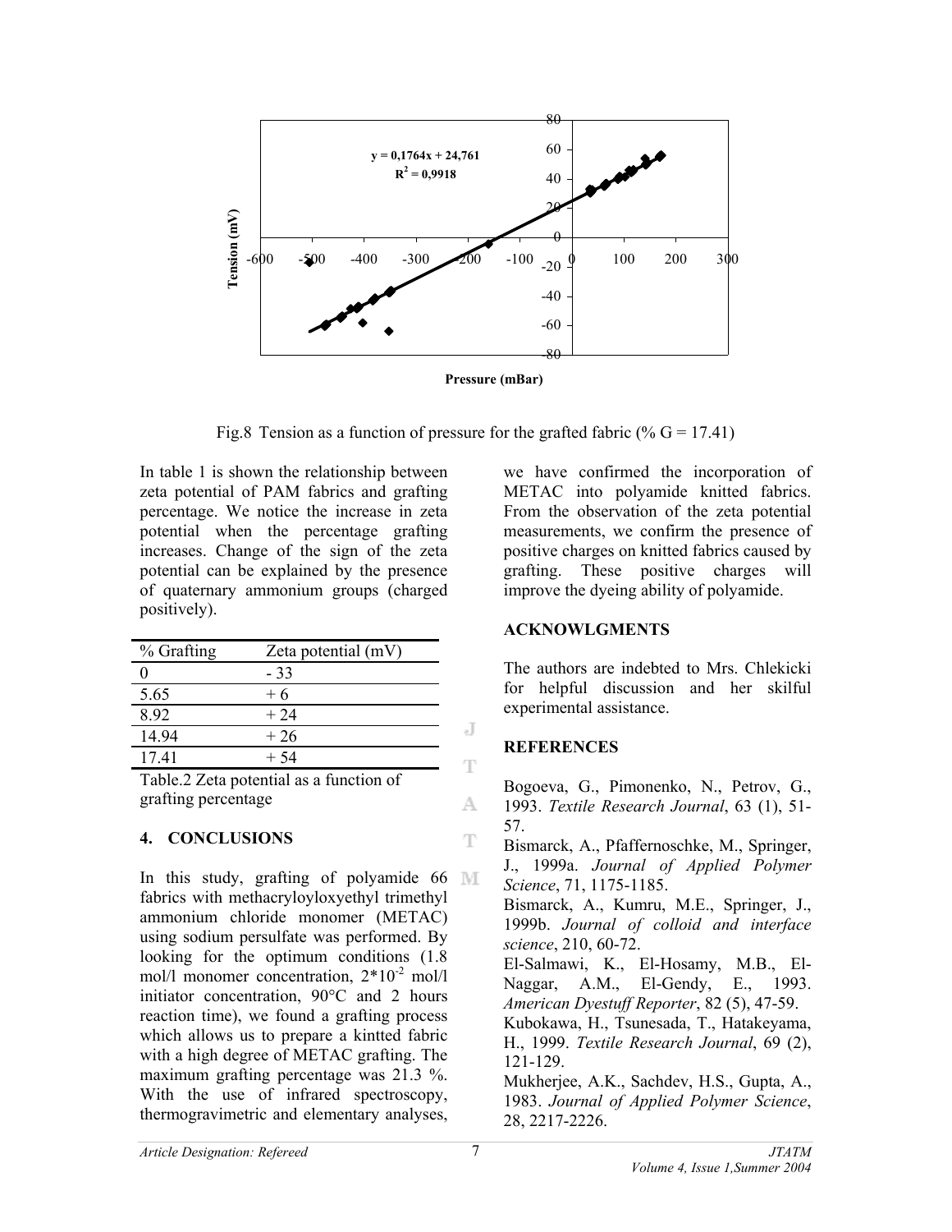Fig.8 Tension as a function of pressure for the grafted fabric (% G = 17.41)

In table 1 is shown the relationship between zeta potential of PAM fabrics and grafting percentage. We notice the increase in zeta potential when the percentage grafting increases. Change of the sign of the zeta potential can be explained by the presence of quaternary ammonium groups (charged positively).

| % Grafting | Zeta potential (mV) |
|---|---|
| 0 | - 33 |
| 5.65 | + 6 |
| 8.92 | + 24 |
| 14.94 | + 26 |
| 17.41 | + 54 |

Table.2 Zeta potential as a function of grafting percentage

## 4. CONCLUSIONS

In this study, grafting of polyamide 66 fabrics with methacryloyloxyethyl trimethyl ammonium chloride monomer (METAC) using sodium persulfate was performed. By looking for the optimum conditions (1.8 mol/l monomer concentration, $2*10^{-2}$ mol/l initiator concentration, 90°C and 2 hours reaction time), we found a grafting process which allows us to prepare a kintted fabric with a high degree of METAC grafting. The maximum grafting percentage was 21.3 %. With the use of infrared spectroscopy, thermogravimetric and elementary analyses, we have confirmed the incorporation of METAC into polyamide knitted fabrics. From the observation of the zeta potential measurements, we confirm the presence of positive charges on knitted fabrics caused by grafting. These positive charges will improve the dyeing ability of polyamide.

## ACKNOWLGMENTS

The authors are indebted to Mrs. Chlekicki for helpful discussion and her skilful experimental assistance.

## REFERENCES

Bogoeva, G., Pimonenko, N., Petrov, G., 1993. *Textile Research Journal*, 63 (1), 51-57.

Bismarck, A., Pfaffernoschke, M., Springer, J., 1999a. *Journal of Applied Polymer Science*, 71, 1175-1185.

Bismarck, A., Kumru, M.E., Springer, J., 1999b. *Journal of colloid and interface science*, 210, 60-72.

El-Salmawi, K., El-Hosamy, M.B., El-Naggar, A.M., El-Gendy, E., 1993. *American Dyestuff Reporter*, 82 (5), 47-59.

Kubokawa, H., Tsunesada, T., Hatakeyama, H., 1999. *Textile Research Journal*, 69 (2), 121-129.

Mukherjee, A.K., Sachdev, H.S., Gupta, A., 1983. *Journal of Applied Polymer Science*, 28, 2217-2226.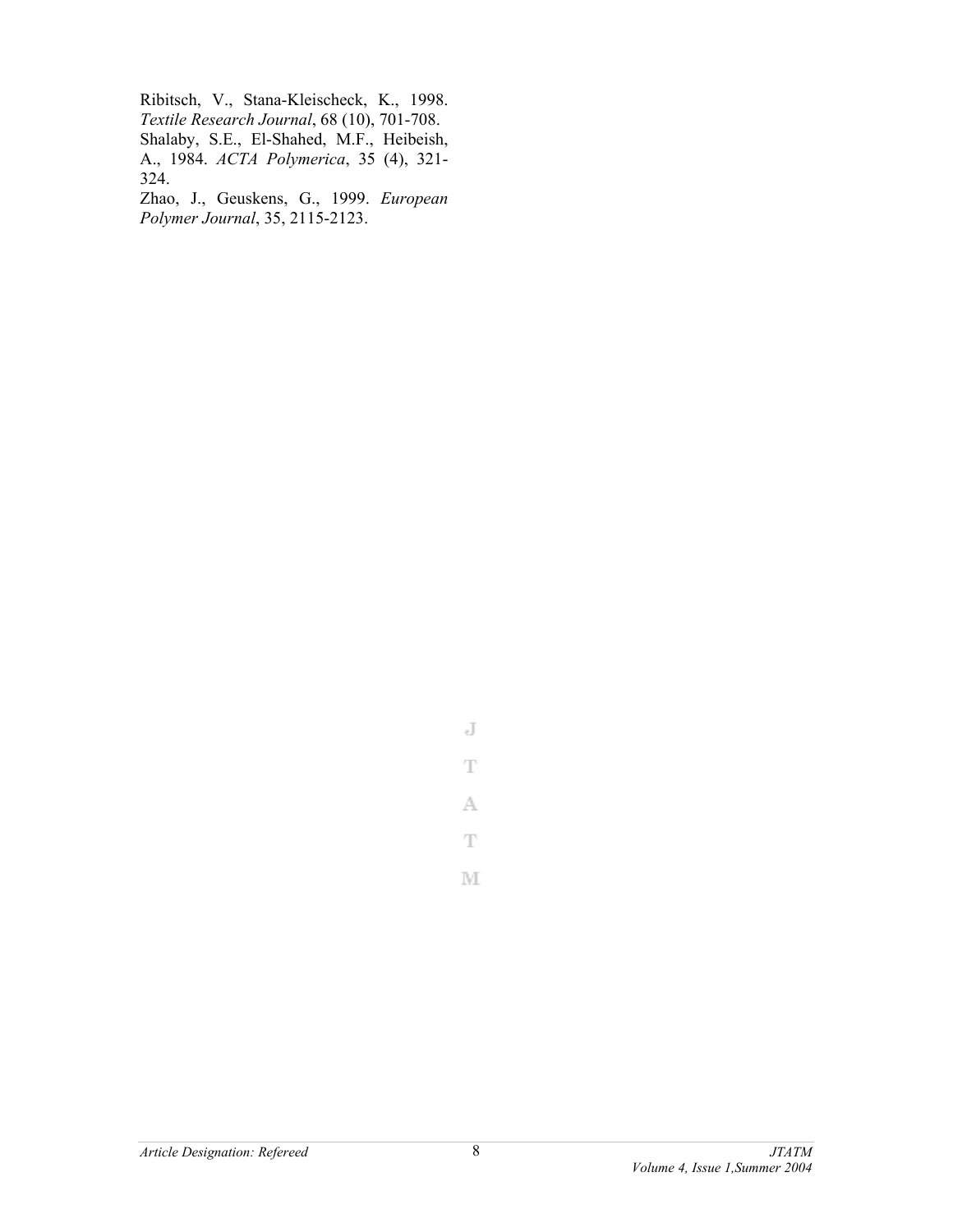Ribitsch, V., Stana-Kleischeck, K., 1998. *Textile Research Journal*, 68 (10), 701-708.

Shalaby, S.E., El-Shahed, M.F., Heibeish, A., 1984. *ACTA Polymerica*, 35 (4), 321-324.

Zhao, J., Geuskens, G., 1999. *European Polymer Journal*, 35, 2115-2123.